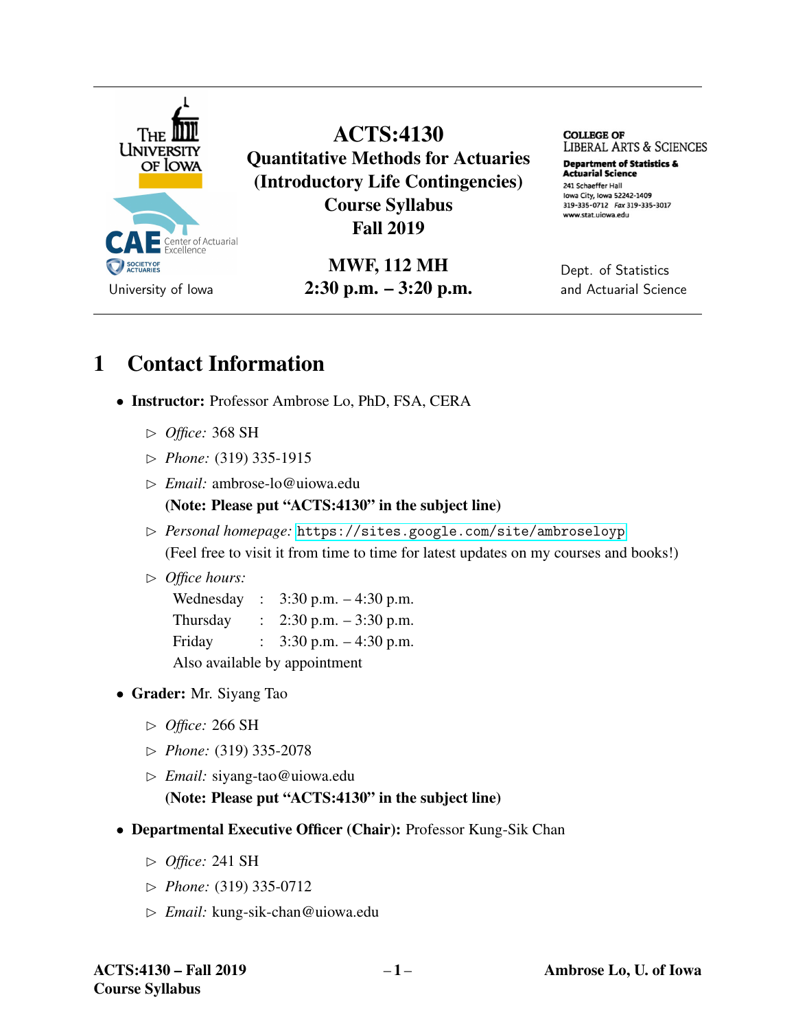The University of Iowa

CAE Center of Actuarial Excellence

Society of Actuaries

University of Iowa

# ACTS:4130
# Quantitative Methods for Actuaries
# (Introductory Life Contingencies)
# Course Syllabus
# Fall 2019

**MWF, 112 MH**
**2:30 p.m. – 3:20 p.m.**

College of Liberal Arts & Sciences

**Department of Statistics & Actuarial Science**
241 Schaeffer Hall
Iowa City, Iowa 52242-1409
319-335-0712 *Fax* 319-335-3017
www.stat.uiowa.edu

Dept. of Statistics and Actuarial Science

## 1 Contact Information

- **Instructor:** Professor Ambrose Lo, PhD, FSA, CERA
  - ▷ *Office:* 368 SH
  - ▷ *Phone:* (319) 335-1915
  - ▷ *Email:* ambrose-lo@uiowa.edu
    **(Note: Please put "ACTS:4130" in the subject line)**
  - ▷ *Personal homepage:* https://sites.google.com/site/ambroseloyp
    (Feel free to visit it from time to time for latest updates on my courses and books!)
  - ▷ *Office hours:*

    | | | |
    |---|---|---|
    | Wednesday | : | 3:30 p.m. – 4:30 p.m. |
    | Thursday | : | 2:30 p.m. – 3:30 p.m. |
    | Friday | : | 3:30 p.m. – 4:30 p.m. |

    Also available by appointment

- **Grader:** Mr. Siyang Tao
  - ▷ *Office:* 266 SH
  - ▷ *Phone:* (319) 335-2078
  - ▷ *Email:* siyang-tao@uiowa.edu
    **(Note: Please put "ACTS:4130" in the subject line)**

- **Departmental Executive Officer (Chair):** Professor Kung-Sik Chan
  - ▷ *Office:* 241 SH
  - ▷ *Phone:* (319) 335-0712
  - ▷ *Email:* kung-sik-chan@uiowa.edu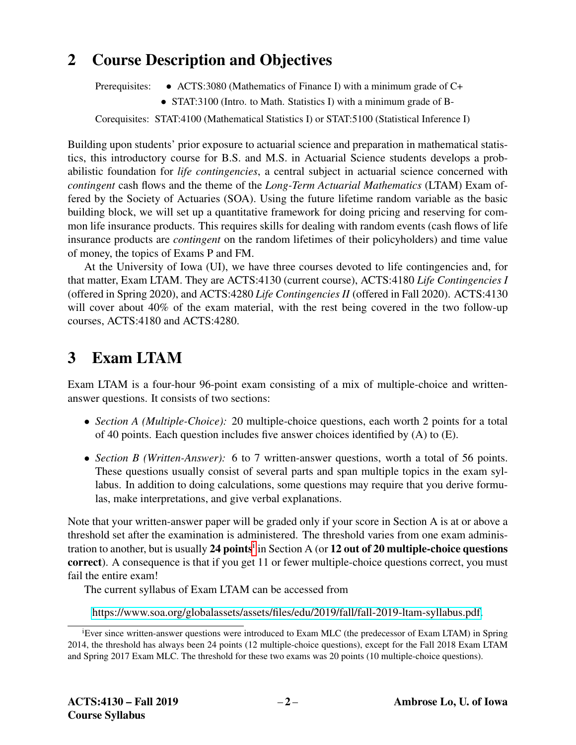## 2 Course Description and Objectives

Prerequisites:
- ACTS:3080 (Mathematics of Finance I) with a minimum grade of C+
- STAT:3100 (Intro. to Math. Statistics I) with a minimum grade of B-

Corequisites: STAT:4100 (Mathematical Statistics I) or STAT:5100 (Statistical Inference I)

Building upon students' prior exposure to actuarial science and preparation in mathematical statistics, this introductory course for B.S. and M.S. in Actuarial Science students develops a probabilistic foundation for *life contingencies*, a central subject in actuarial science concerned with *contingent* cash flows and the theme of the *Long-Term Actuarial Mathematics* (LTAM) Exam offered by the Society of Actuaries (SOA). Using the future lifetime random variable as the basic building block, we will set up a quantitative framework for doing pricing and reserving for common life insurance products. This requires skills for dealing with random events (cash flows of life insurance products are *contingent* on the random lifetimes of their policyholders) and time value of money, the topics of Exams P and FM.

At the University of Iowa (UI), we have three courses devoted to life contingencies and, for that matter, Exam LTAM. They are ACTS:4130 (current course), ACTS:4180 *Life Contingencies I* (offered in Spring 2020), and ACTS:4280 *Life Contingencies II* (offered in Fall 2020). ACTS:4130 will cover about 40% of the exam material, with the rest being covered in the two follow-up courses, ACTS:4180 and ACTS:4280.

## 3 Exam LTAM

Exam LTAM is a four-hour 96-point exam consisting of a mix of multiple-choice and written-answer questions. It consists of two sections:

- *Section A (Multiple-Choice):* 20 multiple-choice questions, each worth 2 points for a total of 40 points. Each question includes five answer choices identified by (A) to (E).
- *Section B (Written-Answer):* 6 to 7 written-answer questions, worth a total of 56 points. These questions usually consist of several parts and span multiple topics in the exam syllabus. In addition to doing calculations, some questions may require that you derive formulas, make interpretations, and give verbal explanations.

Note that your written-answer paper will be graded only if your score in Section A is at or above a threshold set after the examination is administered. The threshold varies from one exam administration to another, but is usually **24 points**[i] in Section A (or **12 out of 20 multiple-choice questions correct**). A consequence is that if you get 11 or fewer multiple-choice questions correct, you must fail the entire exam!

The current syllabus of Exam LTAM can be accessed from

https://www.soa.org/globalassets/assets/files/edu/2019/fall/fall-2019-ltam-syllabus.pdf.

[i]Ever since written-answer questions were introduced to Exam MLC (the predecessor of Exam LTAM) in Spring 2014, the threshold has always been 24 points (12 multiple-choice questions), except for the Fall 2018 Exam LTAM and Spring 2017 Exam MLC. The threshold for these two exams was 20 points (10 multiple-choice questions).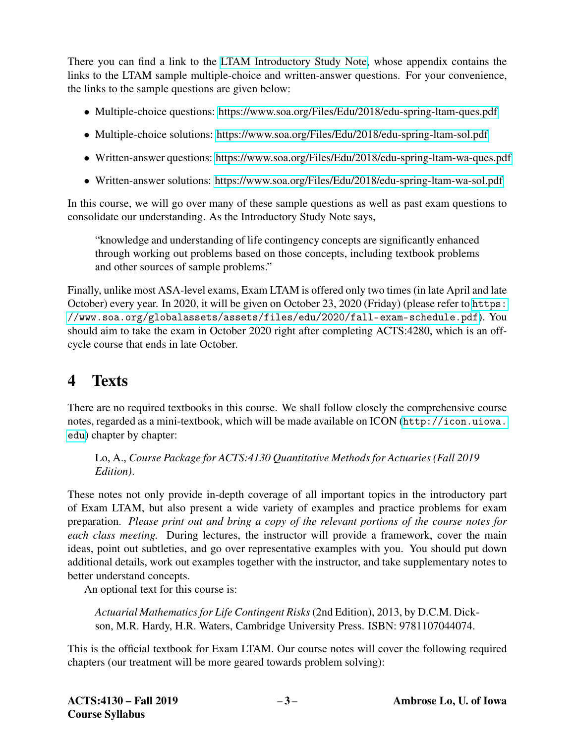There you can find a link to the LTAM Introductory Study Note, whose appendix contains the links to the LTAM sample multiple-choice and written-answer questions. For your convenience, the links to the sample questions are given below:

- Multiple-choice questions: https://www.soa.org/Files/Edu/2018/edu-spring-ltam-ques.pdf
- Multiple-choice solutions: https://www.soa.org/Files/Edu/2018/edu-spring-ltam-sol.pdf
- Written-answer questions: https://www.soa.org/Files/Edu/2018/edu-spring-ltam-wa-ques.pdf
- Written-answer solutions: https://www.soa.org/Files/Edu/2018/edu-spring-ltam-wa-sol.pdf

In this course, we will go over many of these sample questions as well as past exam questions to consolidate our understanding. As the Introductory Study Note says,

> "knowledge and understanding of life contingency concepts are significantly enhanced through working out problems based on those concepts, including textbook problems and other sources of sample problems."

Finally, unlike most ASA-level exams, Exam LTAM is offered only two times (in late April and late October) every year. In 2020, it will be given on October 23, 2020 (Friday) (please refer to `https://www.soa.org/globalassets/assets/files/edu/2020/fall-exam-schedule.pdf`). You should aim to take the exam in October 2020 right after completing ACTS:4280, which is an off-cycle course that ends in late October.

# 4 Texts

There are no required textbooks in this course. We shall follow closely the comprehensive course notes, regarded as a mini-textbook, which will be made available on ICON (`http://icon.uiowa.edu`) chapter by chapter:

> Lo, A., *Course Package for ACTS:4130 Quantitative Methods for Actuaries (Fall 2019 Edition)*.

These notes not only provide in-depth coverage of all important topics in the introductory part of Exam LTAM, but also present a wide variety of examples and practice problems for exam preparation. *Please print out and bring a copy of the relevant portions of the course notes for each class meeting.* During lectures, the instructor will provide a framework, cover the main ideas, point out subtleties, and go over representative examples with you. You should put down additional details, work out examples together with the instructor, and take supplementary notes to better understand concepts.

An optional text for this course is:

> *Actuarial Mathematics for Life Contingent Risks* (2nd Edition), 2013, by D.C.M. Dickson, M.R. Hardy, H.R. Waters, Cambridge University Press. ISBN: 9781107044074.

This is the official textbook for Exam LTAM. Our course notes will cover the following required chapters (our treatment will be more geared towards problem solving):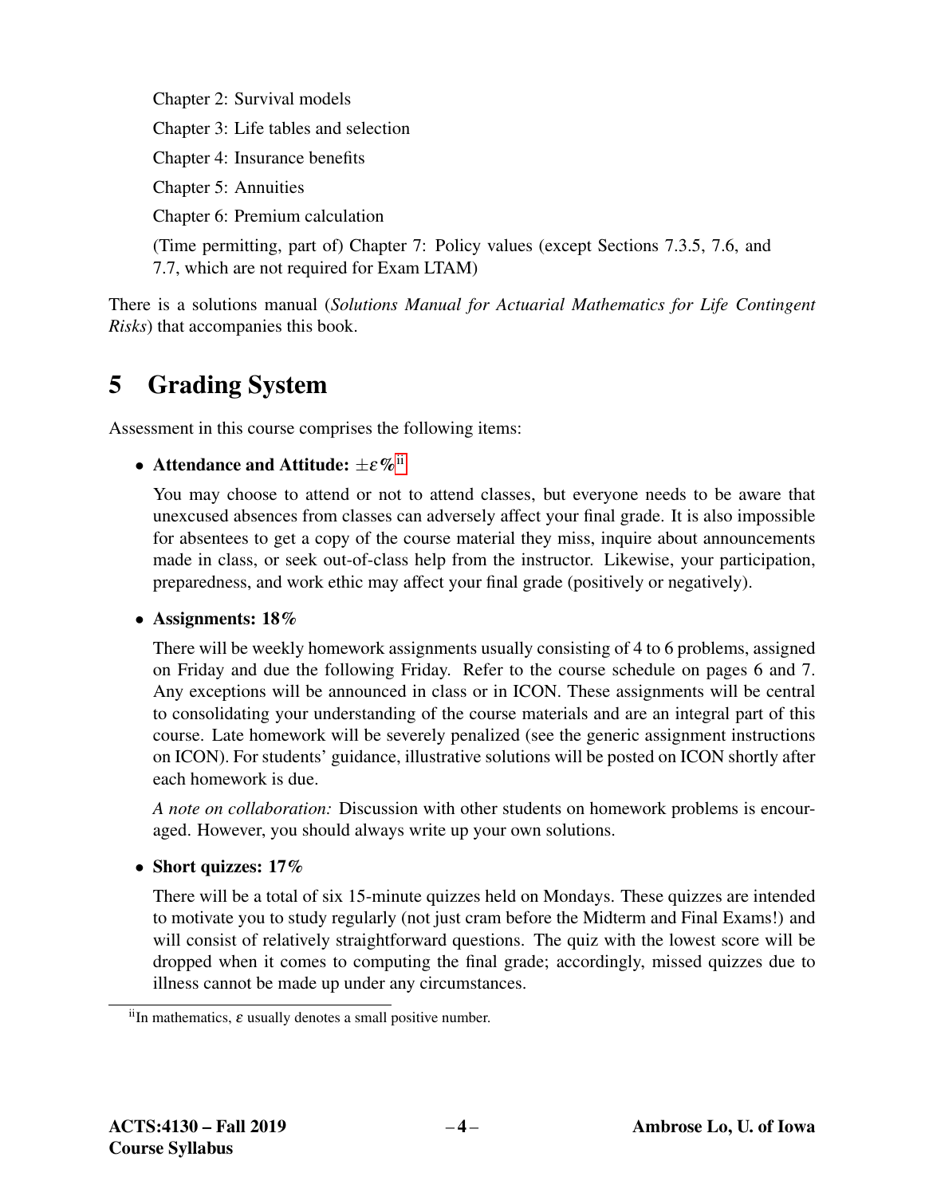Chapter 2: Survival models

Chapter 3: Life tables and selection

Chapter 4: Insurance benefits

Chapter 5: Annuities

Chapter 6: Premium calculation

(Time permitting, part of) Chapter 7: Policy values (except Sections 7.3.5, 7.6, and 7.7, which are not required for Exam LTAM)

There is a solutions manual (*Solutions Manual for Actuarial Mathematics for Life Contingent Risks*) that accompanies this book.

## 5 Grading System

Assessment in this course comprises the following items:

- **Attendance and Attitude: $\pm\varepsilon$%**[ii]

  You may choose to attend or not to attend classes, but everyone needs to be aware that unexcused absences from classes can adversely affect your final grade. It is also impossible for absentees to get a copy of the course material they miss, inquire about announcements made in class, or seek out-of-class help from the instructor. Likewise, your participation, preparedness, and work ethic may affect your final grade (positively or negatively).

- **Assignments: 18%**

  There will be weekly homework assignments usually consisting of 4 to 6 problems, assigned on Friday and due the following Friday. Refer to the course schedule on pages 6 and 7. Any exceptions will be announced in class or in ICON. These assignments will be central to consolidating your understanding of the course materials and are an integral part of this course. Late homework will be severely penalized (see the generic assignment instructions on ICON). For students' guidance, illustrative solutions will be posted on ICON shortly after each homework is due.

  *A note on collaboration:* Discussion with other students on homework problems is encouraged. However, you should always write up your own solutions.

- **Short quizzes: 17%**

  There will be a total of six 15-minute quizzes held on Mondays. These quizzes are intended to motivate you to study regularly (not just cram before the Midterm and Final Exams!) and will consist of relatively straightforward questions. The quiz with the lowest score will be dropped when it comes to computing the final grade; accordingly, missed quizzes due to illness cannot be made up under any circumstances.

[ii] In mathematics, $\varepsilon$ usually denotes a small positive number.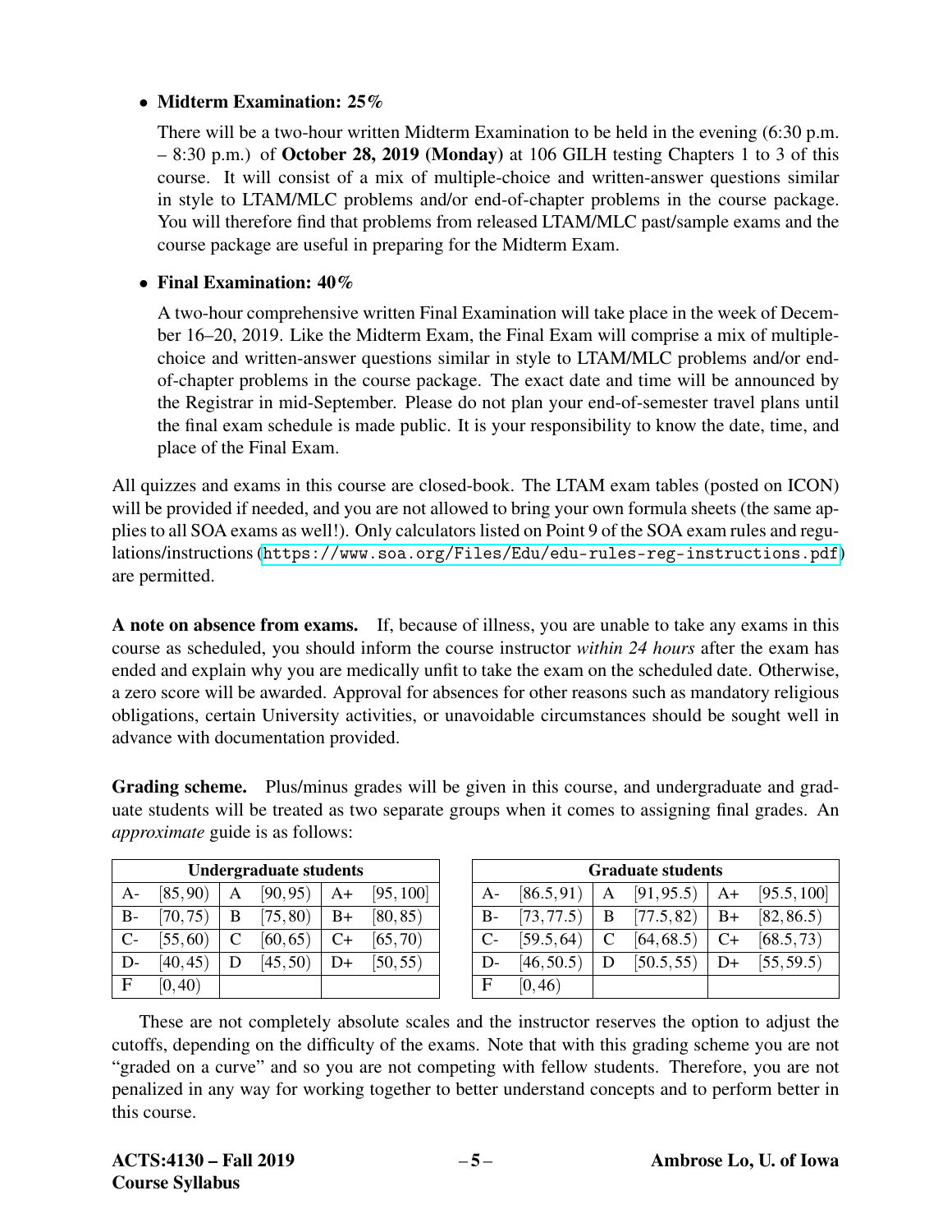- **Midterm Examination: 25%**

  There will be a two-hour written Midterm Examination to be held in the evening (6:30 p.m. – 8:30 p.m.) of **October 28, 2019 (Monday)** at 106 GILH testing Chapters 1 to 3 of this course. It will consist of a mix of multiple-choice and written-answer questions similar in style to LTAM/MLC problems and/or end-of-chapter problems in the course package. You will therefore find that problems from released LTAM/MLC past/sample exams and the course package are useful in preparing for the Midterm Exam.

- **Final Examination: 40%**

  A two-hour comprehensive written Final Examination will take place in the week of December 16–20, 2019. Like the Midterm Exam, the Final Exam will comprise a mix of multiple-choice and written-answer questions similar in style to LTAM/MLC problems and/or end-of-chapter problems in the course package. The exact date and time will be announced by the Registrar in mid-September. Please do not plan your end-of-semester travel plans until the final exam schedule is made public. It is your responsibility to know the date, time, and place of the Final Exam.

All quizzes and exams in this course are closed-book. The LTAM exam tables (posted on ICON) will be provided if needed, and you are not allowed to bring your own formula sheets (the same applies to all SOA exams as well!). Only calculators listed on Point 9 of the SOA exam rules and regulations/instructions (https://www.soa.org/Files/Edu/edu-rules-reg-instructions.pdf) are permitted.

**A note on absence from exams.** If, because of illness, you are unable to take any exams in this course as scheduled, you should inform the course instructor *within 24 hours* after the exam has ended and explain why you are medically unfit to take the exam on the scheduled date. Otherwise, a zero score will be awarded. Approval for absences for other reasons such as mandatory religious obligations, certain University activities, or unavoidable circumstances should be sought well in advance with documentation provided.

**Grading scheme.** Plus/minus grades will be given in this course, and undergraduate and graduate students will be treated as two separate groups when it comes to assigning final grades. An *approximate* guide is as follows:

| **Undergraduate students** | | | | | |
|---|---|---|---|---|---|
| A- | $[85,90)$ | A | $[90,95)$ | A+ | $[95,100]$ |
| B- | $[70,75)$ | B | $[75,80)$ | B+ | $[80,85)$ |
| C- | $[55,60)$ | C | $[60,65)$ | C+ | $[65,70)$ |
| D- | $[40,45)$ | D | $[45,50)$ | D+ | $[50,55)$ |
| F | $[0,40)$ | | | | |

| **Graduate students** | | | | | |
|---|---|---|---|---|---|
| A- | $[86.5,91)$ | A | $[91,95.5)$ | A+ | $[95.5,100]$ |
| B- | $[73,77.5)$ | B | $[77.5,82)$ | B+ | $[82,86.5)$ |
| C- | $[59.5,64)$ | C | $[64,68.5)$ | C+ | $[68.5,73)$ |
| D- | $[46,50.5)$ | D | $[50.5,55)$ | D+ | $[55,59.5)$ |
| F | $[0,46)$ | | | | |

These are not completely absolute scales and the instructor reserves the option to adjust the cutoffs, depending on the difficulty of the exams. Note that with this grading scheme you are not "graded on a curve" and so you are not competing with fellow students. Therefore, you are not penalized in any way for working together to better understand concepts and to perform better in this course.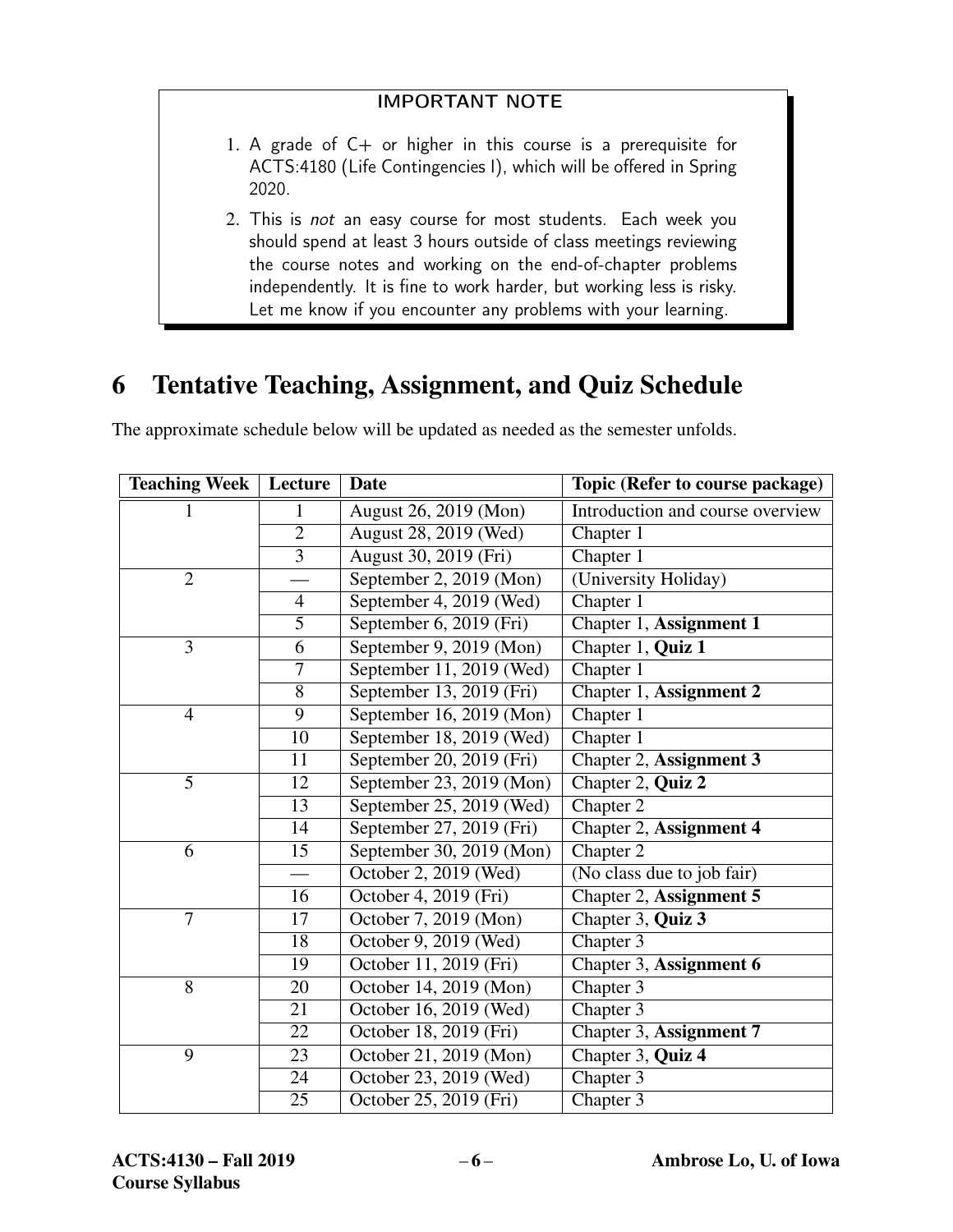**IMPORTANT NOTE**

1. A grade of C+ or higher in this course is a prerequisite for ACTS:4180 (Life Contingencies I), which will be offered in Spring 2020.
2. This is *not* an easy course for most students. Each week you should spend at least 3 hours outside of class meetings reviewing the course notes and working on the end-of-chapter problems independently. It is fine to work harder, but working less is risky. Let me know if you encounter any problems with your learning.

# 6 Tentative Teaching, Assignment, and Quiz Schedule

The approximate schedule below will be updated as needed as the semester unfolds.

| Teaching Week | Lecture | Date | Topic (Refer to course package) |
|---|---|---|---|
| 1 | 1 | August 26, 2019 (Mon) | Introduction and course overview |
| | 2 | August 28, 2019 (Wed) | Chapter 1 |
| | 3 | August 30, 2019 (Fri) | Chapter 1 |
| 2 | — | September 2, 2019 (Mon) | (University Holiday) |
| | 4 | September 4, 2019 (Wed) | Chapter 1 |
| | 5 | September 6, 2019 (Fri) | Chapter 1, **Assignment 1** |
| 3 | 6 | September 9, 2019 (Mon) | Chapter 1, **Quiz 1** |
| | 7 | September 11, 2019 (Wed) | Chapter 1 |
| | 8 | September 13, 2019 (Fri) | Chapter 1, **Assignment 2** |
| 4 | 9 | September 16, 2019 (Mon) | Chapter 1 |
| | 10 | September 18, 2019 (Wed) | Chapter 1 |
| | 11 | September 20, 2019 (Fri) | Chapter 2, **Assignment 3** |
| 5 | 12 | September 23, 2019 (Mon) | Chapter 2, **Quiz 2** |
| | 13 | September 25, 2019 (Wed) | Chapter 2 |
| | 14 | September 27, 2019 (Fri) | Chapter 2, **Assignment 4** |
| 6 | 15 | September 30, 2019 (Mon) | Chapter 2 |
| | — | October 2, 2019 (Wed) | (No class due to job fair) |
| | 16 | October 4, 2019 (Fri) | Chapter 2, **Assignment 5** |
| 7 | 17 | October 7, 2019 (Mon) | Chapter 3, **Quiz 3** |
| | 18 | October 9, 2019 (Wed) | Chapter 3 |
| | 19 | October 11, 2019 (Fri) | Chapter 3, **Assignment 6** |
| 8 | 20 | October 14, 2019 (Mon) | Chapter 3 |
| | 21 | October 16, 2019 (Wed) | Chapter 3 |
| | 22 | October 18, 2019 (Fri) | Chapter 3, **Assignment 7** |
| 9 | 23 | October 21, 2019 (Mon) | Chapter 3, **Quiz 4** |
| | 24 | October 23, 2019 (Wed) | Chapter 3 |
| | 25 | October 25, 2019 (Fri) | Chapter 3 |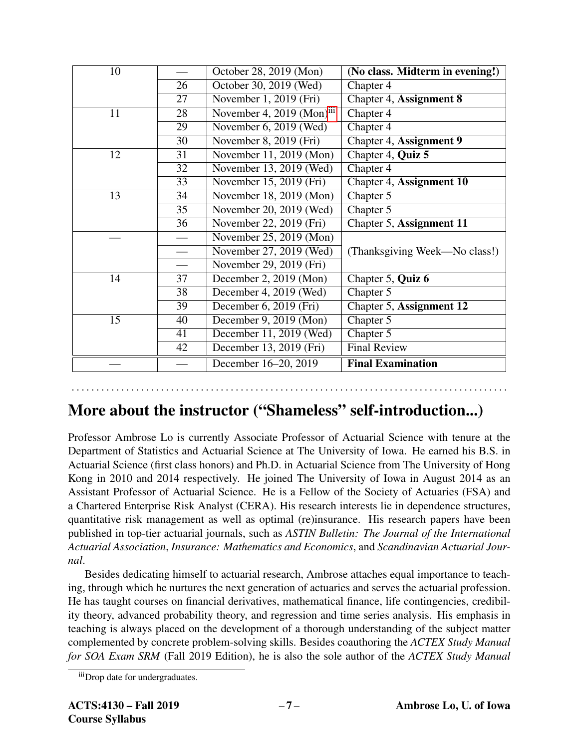| | | | |
|---|---|---|---|
| 10 | — | October 28, 2019 (Mon) | **(No class. Midterm in evening!)** |
| | 26 | October 30, 2019 (Wed) | Chapter 4 |
| | 27 | November 1, 2019 (Fri) | Chapter 4, **Assignment 8** |
| 11 | 28 | November 4, 2019 (Mon)[iii] | Chapter 4 |
| | 29 | November 6, 2019 (Wed) | Chapter 4 |
| | 30 | November 8, 2019 (Fri) | Chapter 4, **Assignment 9** |
| 12 | 31 | November 11, 2019 (Mon) | Chapter 4, **Quiz 5** |
| | 32 | November 13, 2019 (Wed) | Chapter 4 |
| | 33 | November 15, 2019 (Fri) | Chapter 4, **Assignment 10** |
| 13 | 34 | November 18, 2019 (Mon) | Chapter 5 |
| | 35 | November 20, 2019 (Wed) | Chapter 5 |
| | 36 | November 22, 2019 (Fri) | Chapter 5, **Assignment 11** |
| — | — | November 25, 2019 (Mon) | (Thanksgiving Week—No class!) |
| | — | November 27, 2019 (Wed) | |
| | — | November 29, 2019 (Fri) | |
| 14 | 37 | December 2, 2019 (Mon) | Chapter 5, **Quiz 6** |
| | 38 | December 4, 2019 (Wed) | Chapter 5 |
| | 39 | December 6, 2019 (Fri) | Chapter 5, **Assignment 12** |
| 15 | 40 | December 9, 2019 (Mon) | Chapter 5 |
| | 41 | December 11, 2019 (Wed) | Chapter 5 |
| | 42 | December 13, 2019 (Fri) | Final Review |
| — | — | December 16–20, 2019 | **Final Examination** |

## More about the instructor ("Shameless" self-introduction...)

Professor Ambrose Lo is currently Associate Professor of Actuarial Science with tenure at the Department of Statistics and Actuarial Science at The University of Iowa. He earned his B.S. in Actuarial Science (first class honors) and Ph.D. in Actuarial Science from The University of Hong Kong in 2010 and 2014 respectively. He joined The University of Iowa in August 2014 as an Assistant Professor of Actuarial Science. He is a Fellow of the Society of Actuaries (FSA) and a Chartered Enterprise Risk Analyst (CERA). His research interests lie in dependence structures, quantitative risk management as well as optimal (re)insurance. His research papers have been published in top-tier actuarial journals, such as *ASTIN Bulletin: The Journal of the International Actuarial Association*, *Insurance: Mathematics and Economics*, and *Scandinavian Actuarial Journal*.

Besides dedicating himself to actuarial research, Ambrose attaches equal importance to teaching, through which he nurtures the next generation of actuaries and serves the actuarial profession. He has taught courses on financial derivatives, mathematical finance, life contingencies, credibility theory, advanced probability theory, and regression and time series analysis. His emphasis in teaching is always placed on the development of a thorough understanding of the subject matter complemented by concrete problem-solving skills. Besides coauthoring the *ACTEX Study Manual for SOA Exam SRM* (Fall 2019 Edition), he is also the sole author of the *ACTEX Study Manual*

[iii] Drop date for undergraduates.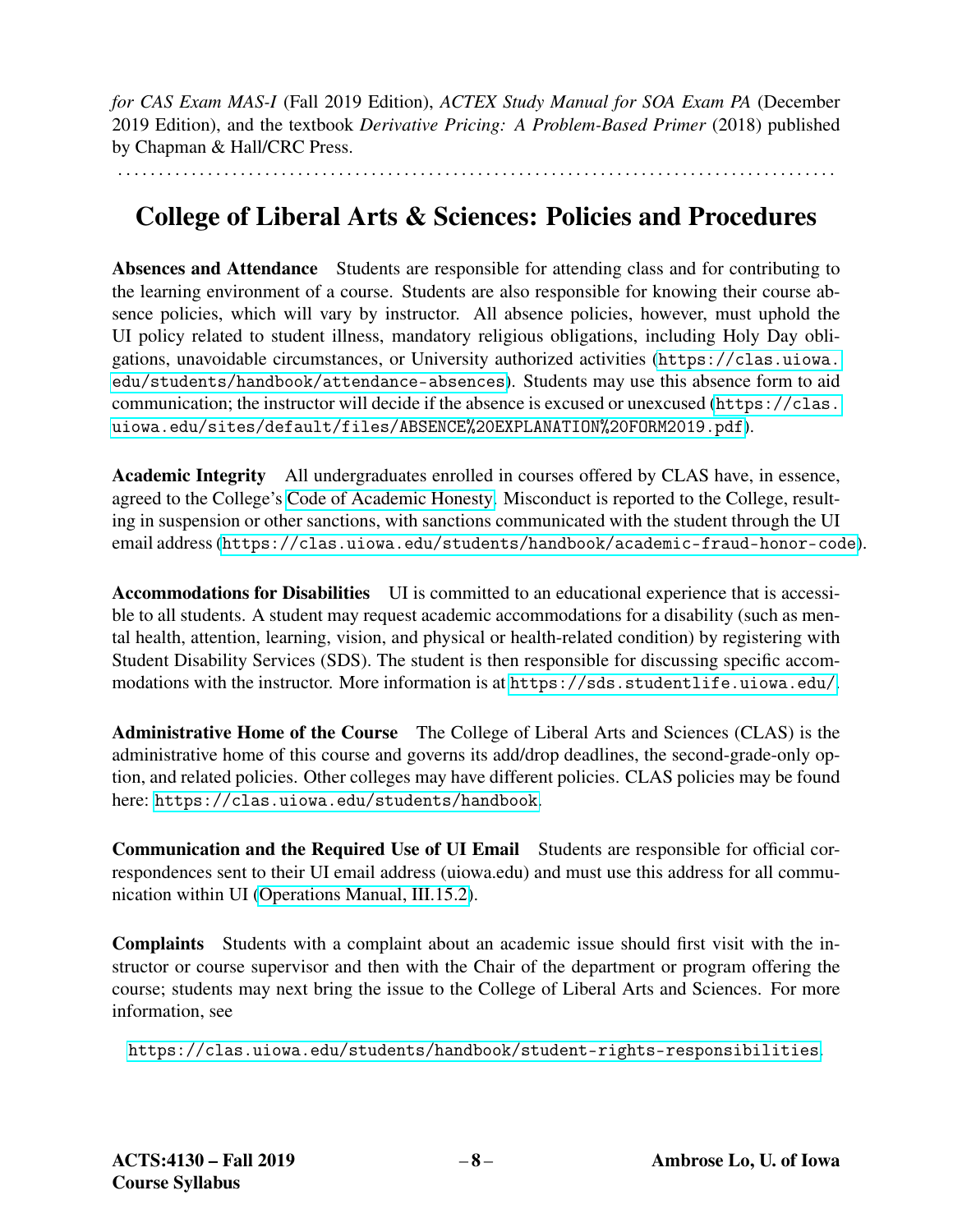*for CAS Exam MAS-I* (Fall 2019 Edition), *ACTEX Study Manual for SOA Exam PA* (December 2019 Edition), and the textbook *Derivative Pricing: A Problem-Based Primer* (2018) published by Chapman & Hall/CRC Press.

. . . . . . . . . . . . . . . . . . . . . . . . . . . . . . . . . . . . . . . . . . . . . . . . . . . . . . . . . . . . . . . . . . . . . . . . . . . . . . . . .

# College of Liberal Arts & Sciences: Policies and Procedures

**Absences and Attendance** Students are responsible for attending class and for contributing to the learning environment of a course. Students are also responsible for knowing their course absence policies, which will vary by instructor. All absence policies, however, must uphold the UI policy related to student illness, mandatory religious obligations, including Holy Day obligations, unavoidable circumstances, or University authorized activities (`https://clas.uiowa.edu/students/handbook/attendance-absences`). Students may use this absence form to aid communication; the instructor will decide if the absence is excused or unexcused (`https://clas.uiowa.edu/sites/default/files/ABSENCE%20EXPLANATION%20FORM2019.pdf`).

**Academic Integrity** All undergraduates enrolled in courses offered by CLAS have, in essence, agreed to the College's Code of Academic Honesty. Misconduct is reported to the College, resulting in suspension or other sanctions, with sanctions communicated with the student through the UI email address (`https://clas.uiowa.edu/students/handbook/academic-fraud-honor-code`).

**Accommodations for Disabilities** UI is committed to an educational experience that is accessible to all students. A student may request academic accommodations for a disability (such as mental health, attention, learning, vision, and physical or health-related condition) by registering with Student Disability Services (SDS). The student is then responsible for discussing specific accommodations with the instructor. More information is at `https://sds.studentlife.uiowa.edu/`.

**Administrative Home of the Course** The College of Liberal Arts and Sciences (CLAS) is the administrative home of this course and governs its add/drop deadlines, the second-grade-only option, and related policies. Other colleges may have different policies. CLAS policies may be found here: `https://clas.uiowa.edu/students/handbook`.

**Communication and the Required Use of UI Email** Students are responsible for official correspondences sent to their UI email address (uiowa.edu) and must use this address for all communication within UI (Operations Manual, III.15.2).

**Complaints** Students with a complaint about an academic issue should first visit with the instructor or course supervisor and then with the Chair of the department or program offering the course; students may next bring the issue to the College of Liberal Arts and Sciences. For more information, see

`https://clas.uiowa.edu/students/handbook/student-rights-responsibilities`.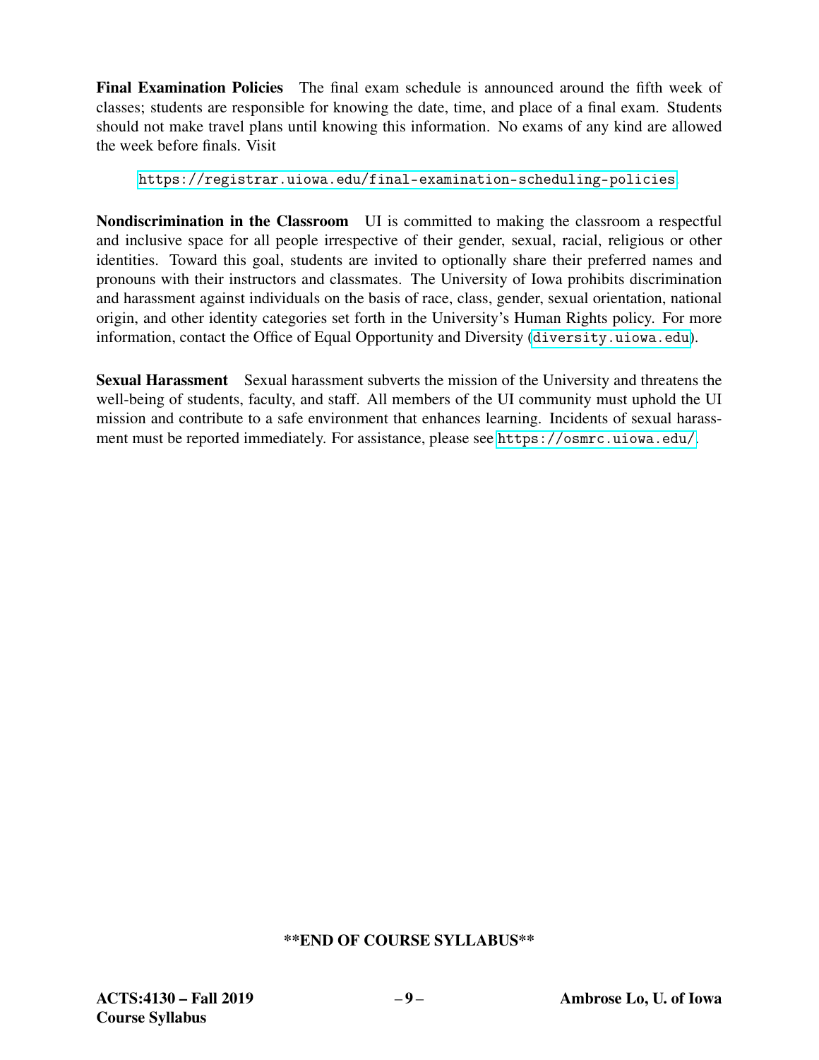**Final Examination Policies** The final exam schedule is announced around the fifth week of classes; students are responsible for knowing the date, time, and place of a final exam. Students should not make travel plans until knowing this information. No exams of any kind are allowed the week before finals. Visit

https://registrar.uiowa.edu/final-examination-scheduling-policies.

**Nondiscrimination in the Classroom** UI is committed to making the classroom a respectful and inclusive space for all people irrespective of their gender, sexual, racial, religious or other identities. Toward this goal, students are invited to optionally share their preferred names and pronouns with their instructors and classmates. The University of Iowa prohibits discrimination and harassment against individuals on the basis of race, class, gender, sexual orientation, national origin, and other identity categories set forth in the University's Human Rights policy. For more information, contact the Office of Equal Opportunity and Diversity (diversity.uiowa.edu).

**Sexual Harassment** Sexual harassment subverts the mission of the University and threatens the well-being of students, faculty, and staff. All members of the UI community must uphold the UI mission and contribute to a safe environment that enhances learning. Incidents of sexual harassment must be reported immediately. For assistance, please see https://osmrc.uiowa.edu/.

**\*\*END OF COURSE SYLLABUS\*\***